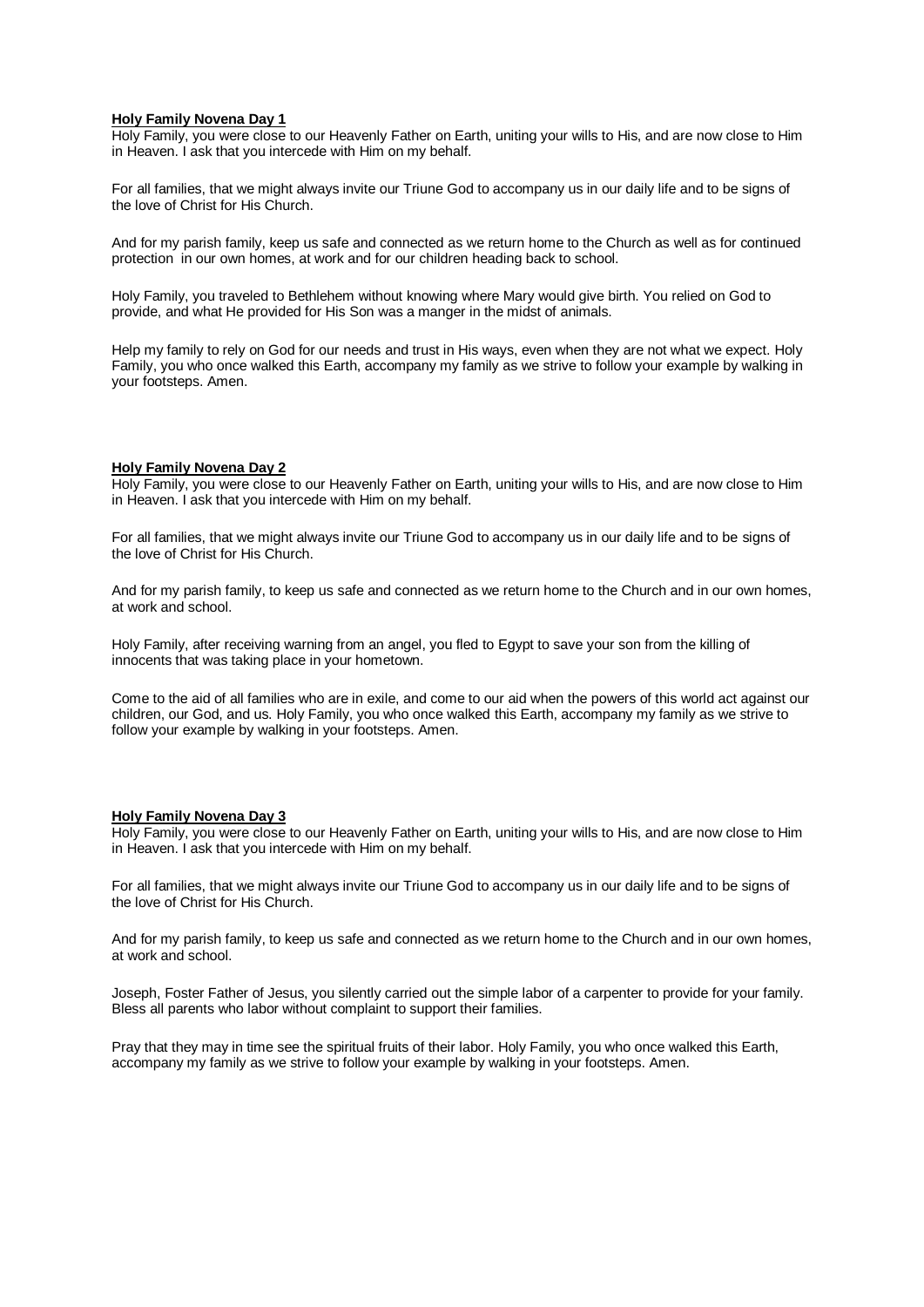**Holy Family Novena Day 1**

Holy Family, you were close to our Heavenly Father on Earth, uniting your wills to His, and are now close to Him in Heaven. I ask that you intercede with Him on my behalf.

For all families, that we might always invite our Triune God to accompany us in our daily life and to be signs of the love of Christ for His Church.

And for my parish family, keep us safe and connected as we return home to the Church as well as for continued protection in our own homes, at work and for our children heading back to school.

Holy Family, you traveled to Bethlehem without knowing where Mary would give birth. You relied on God to provide, and what He provided for His Son was a manger in the midst of animals.

Help my family to rely on God for our needs and trust in His ways, even when they are not what we expect. Holy Family, you who once walked this Earth, accompany my family as we strive to follow your example by walking in your footsteps. Amen.

**Holy Family Novena Day 2**

Holy Family, you were close to our Heavenly Father on Earth, uniting your wills to His, and are now close to Him in Heaven. I ask that you intercede with Him on my behalf.

For all families, that we might always invite our Triune God to accompany us in our daily life and to be signs of the love of Christ for His Church.

And for my parish family, to keep us safe and connected as we return home to the Church and in our own homes, at work and school.

Holy Family, after receiving warning from an angel, you fled to Egypt to save your son from the killing of innocents that was taking place in your hometown.

Come to the aid of all families who are in exile, and come to our aid when the powers of this world act against our children, our God, and us. Holy Family, you who once walked this Earth, accompany my family as we strive to follow your example by walking in your footsteps. Amen.

**Holy Family Novena Day 3**

Holy Family, you were close to our Heavenly Father on Earth, uniting your wills to His, and are now close to Him in Heaven. I ask that you intercede with Him on my behalf.

For all families, that we might always invite our Triune God to accompany us in our daily life and to be signs of the love of Christ for His Church.

And for my parish family, to keep us safe and connected as we return home to the Church and in our own homes, at work and school.

Joseph, Foster Father of Jesus, you silently carried out the simple labor of a carpenter to provide for your family. Bless all parents who labor without complaint to support their families.

Pray that they may in time see the spiritual fruits of their labor. Holy Family, you who once walked this Earth, accompany my family as we strive to follow your example by walking in your footsteps. Amen.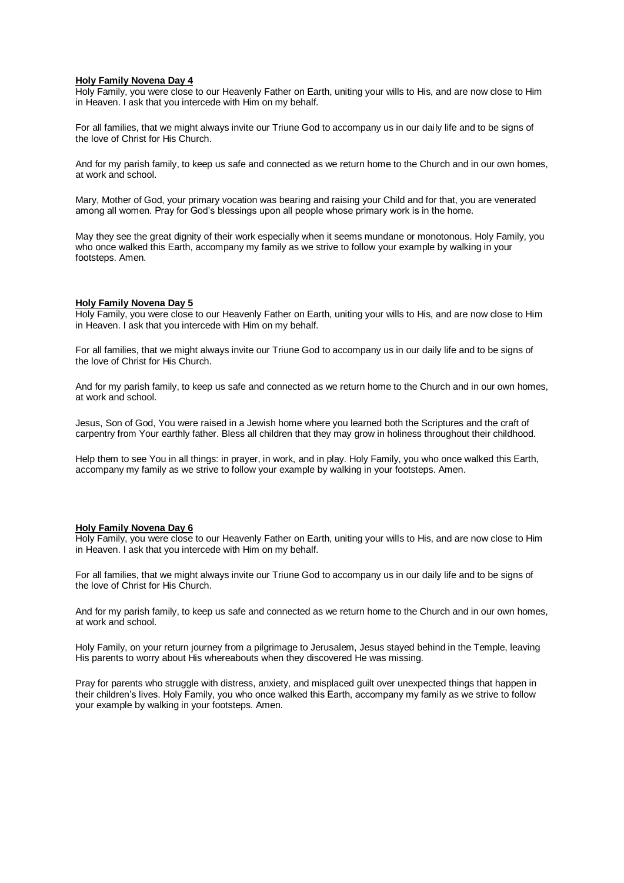**Holy Family Novena Day 4**

Holy Family, you were close to our Heavenly Father on Earth, uniting your wills to His, and are now close to Him in Heaven. I ask that you intercede with Him on my behalf.

For all families, that we might always invite our Triune God to accompany us in our daily life and to be signs of the love of Christ for His Church.

And for my parish family, to keep us safe and connected as we return home to the Church and in our own homes, at work and school.

Mary, Mother of God, your primary vocation was bearing and raising your Child and for that, you are venerated among all women. Pray for God's blessings upon all people whose primary work is in the home.

May they see the great dignity of their work especially when it seems mundane or monotonous. Holy Family, you who once walked this Earth, accompany my family as we strive to follow your example by walking in your footsteps. Amen.

**Holy Family Novena Day 5**

Holy Family, you were close to our Heavenly Father on Earth, uniting your wills to His, and are now close to Him in Heaven. I ask that you intercede with Him on my behalf.

For all families, that we might always invite our Triune God to accompany us in our daily life and to be signs of the love of Christ for His Church.

And for my parish family, to keep us safe and connected as we return home to the Church and in our own homes, at work and school.

Jesus, Son of God, You were raised in a Jewish home where you learned both the Scriptures and the craft of carpentry from Your earthly father. Bless all children that they may grow in holiness throughout their childhood.

Help them to see You in all things: in prayer, in work, and in play. Holy Family, you who once walked this Earth, accompany my family as we strive to follow your example by walking in your footsteps. Amen.

**Holy Family Novena Day 6**

Holy Family, you were close to our Heavenly Father on Earth, uniting your wills to His, and are now close to Him in Heaven. I ask that you intercede with Him on my behalf.

For all families, that we might always invite our Triune God to accompany us in our daily life and to be signs of the love of Christ for His Church.

And for my parish family, to keep us safe and connected as we return home to the Church and in our own homes, at work and school.

Holy Family, on your return journey from a pilgrimage to Jerusalem, Jesus stayed behind in the Temple, leaving His parents to worry about His whereabouts when they discovered He was missing.

Pray for parents who struggle with distress, anxiety, and misplaced guilt over unexpected things that happen in their children's lives. Holy Family, you who once walked this Earth, accompany my family as we strive to follow your example by walking in your footsteps. Amen.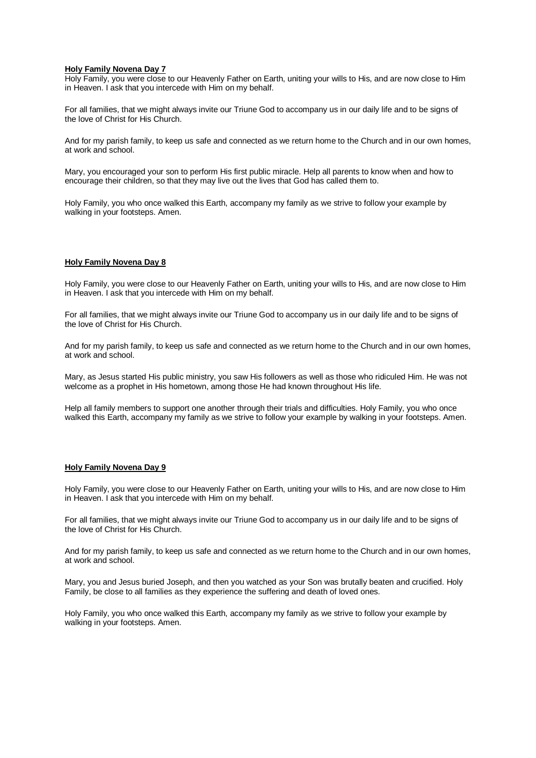**Holy Family Novena Day 7**

Holy Family, you were close to our Heavenly Father on Earth, uniting your wills to His, and are now close to Him in Heaven. I ask that you intercede with Him on my behalf.

For all families, that we might always invite our Triune God to accompany us in our daily life and to be signs of the love of Christ for His Church.

And for my parish family, to keep us safe and connected as we return home to the Church and in our own homes, at work and school.

Mary, you encouraged your son to perform His first public miracle. Help all parents to know when and how to encourage their children, so that they may live out the lives that God has called them to.

Holy Family, you who once walked this Earth, accompany my family as we strive to follow your example by walking in your footsteps. Amen.

**Holy Family Novena Day 8**

Holy Family, you were close to our Heavenly Father on Earth, uniting your wills to His, and are now close to Him in Heaven. I ask that you intercede with Him on my behalf.

For all families, that we might always invite our Triune God to accompany us in our daily life and to be signs of the love of Christ for His Church.

And for my parish family, to keep us safe and connected as we return home to the Church and in our own homes, at work and school.

Mary, as Jesus started His public ministry, you saw His followers as well as those who ridiculed Him. He was not welcome as a prophet in His hometown, among those He had known throughout His life.

Help all family members to support one another through their trials and difficulties. Holy Family, you who once walked this Earth, accompany my family as we strive to follow your example by walking in your footsteps. Amen.

**Holy Family Novena Day 9**

Holy Family, you were close to our Heavenly Father on Earth, uniting your wills to His, and are now close to Him in Heaven. I ask that you intercede with Him on my behalf.

For all families, that we might always invite our Triune God to accompany us in our daily life and to be signs of the love of Christ for His Church.

And for my parish family, to keep us safe and connected as we return home to the Church and in our own homes, at work and school.

Mary, you and Jesus buried Joseph, and then you watched as your Son was brutally beaten and crucified. Holy Family, be close to all families as they experience the suffering and death of loved ones.

Holy Family, you who once walked this Earth, accompany my family as we strive to follow your example by walking in your footsteps. Amen.